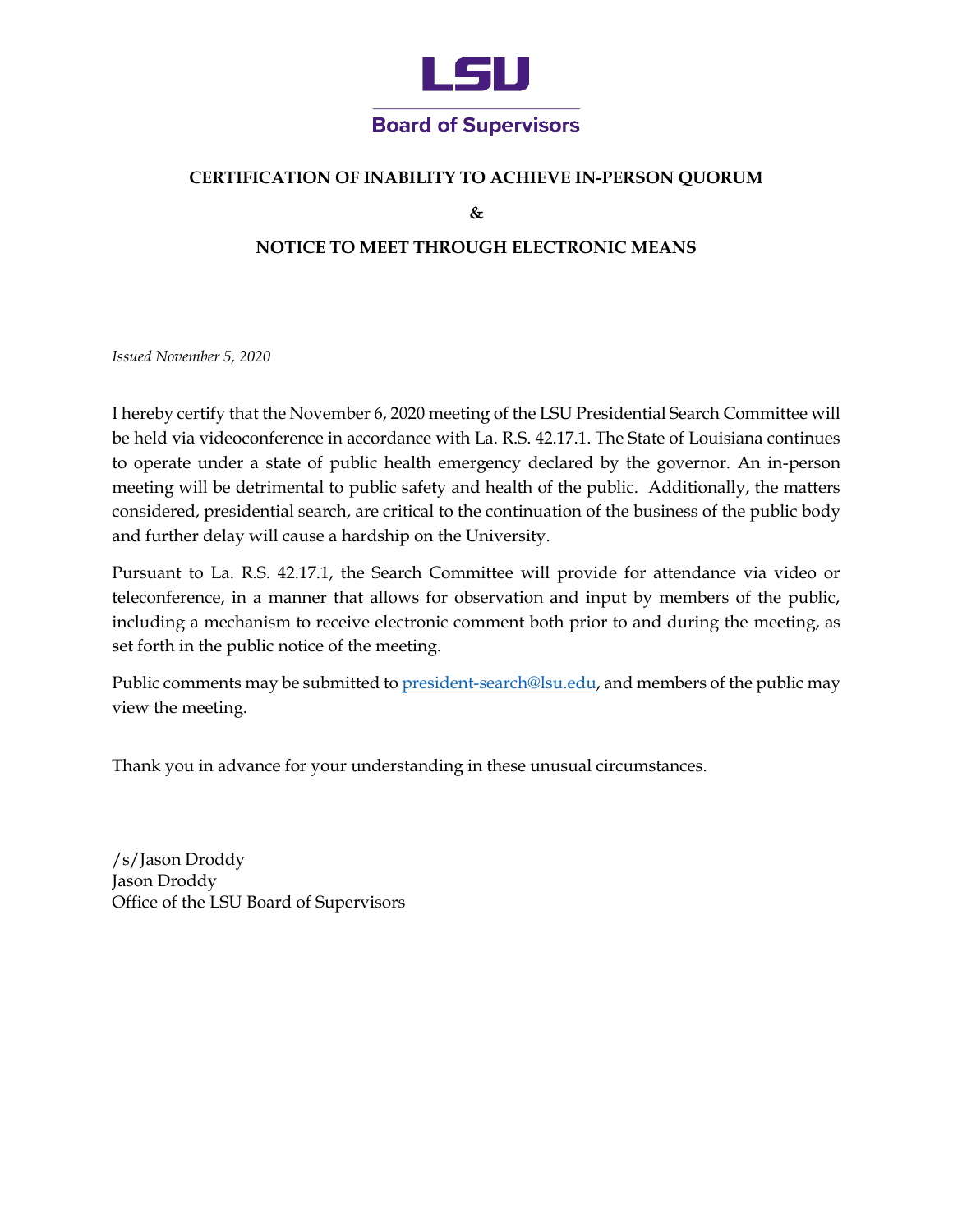**LSU**

**Board of Supervisors**

## CERTIFICATION OF INABILITY TO ACHIEVE IN-PERSON QUORUM

**&**

## NOTICE TO MEET THROUGH ELECTRONIC MEANS

*Issued November 5, 2020*

I hereby certify that the November 6, 2020 meeting of the LSU Presidential Search Committee will be held via videoconference in accordance with La. R.S. 42.17.1. The State of Louisiana continues to operate under a state of public health emergency declared by the governor. An in-person meeting will be detrimental to public safety and health of the public. Additionally, the matters considered, presidential search, are critical to the continuation of the business of the public body and further delay will cause a hardship on the University.

Pursuant to La. R.S. 42.17.1, the Search Committee will provide for attendance via video or teleconference, in a manner that allows for observation and input by members of the public, including a mechanism to receive electronic comment both prior to and during the meeting, as set forth in the public notice of the meeting.

Public comments may be submitted to [president-search@lsu.edu](mailto:president-search@lsu.edu), and members of the public may view the meeting.

Thank you in advance for your understanding in these unusual circumstances.

/s/Jason Droddy  
Jason Droddy  
Office of the LSU Board of Supervisors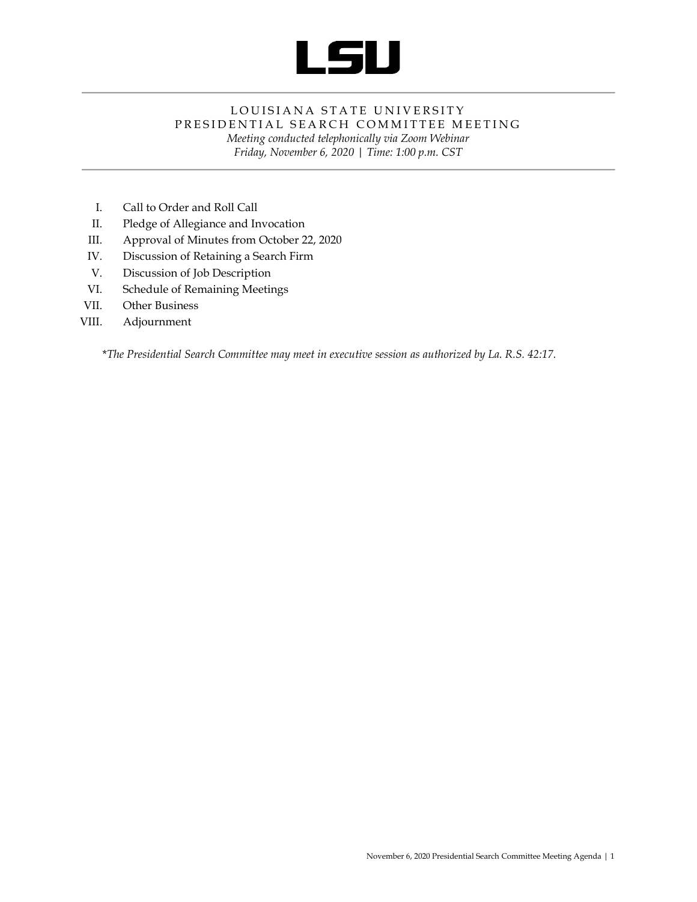# LSU

## LOUISIANA STATE UNIVERSITY
## PRESIDENTIAL SEARCH COMMITTEE MEETING

*Meeting conducted telephonically via Zoom Webinar*
*Friday, November 6, 2020 | Time: 1:00 p.m. CST*

I. Call to Order and Roll Call
II. Pledge of Allegiance and Invocation
III. Approval of Minutes from October 22, 2020
IV. Discussion of Retaining a Search Firm
V. Discussion of Job Description
VI. Schedule of Remaining Meetings
VII. Other Business
VIII. Adjournment

*\*The Presidential Search Committee may meet in executive session as authorized by La. R.S. 42:17.*